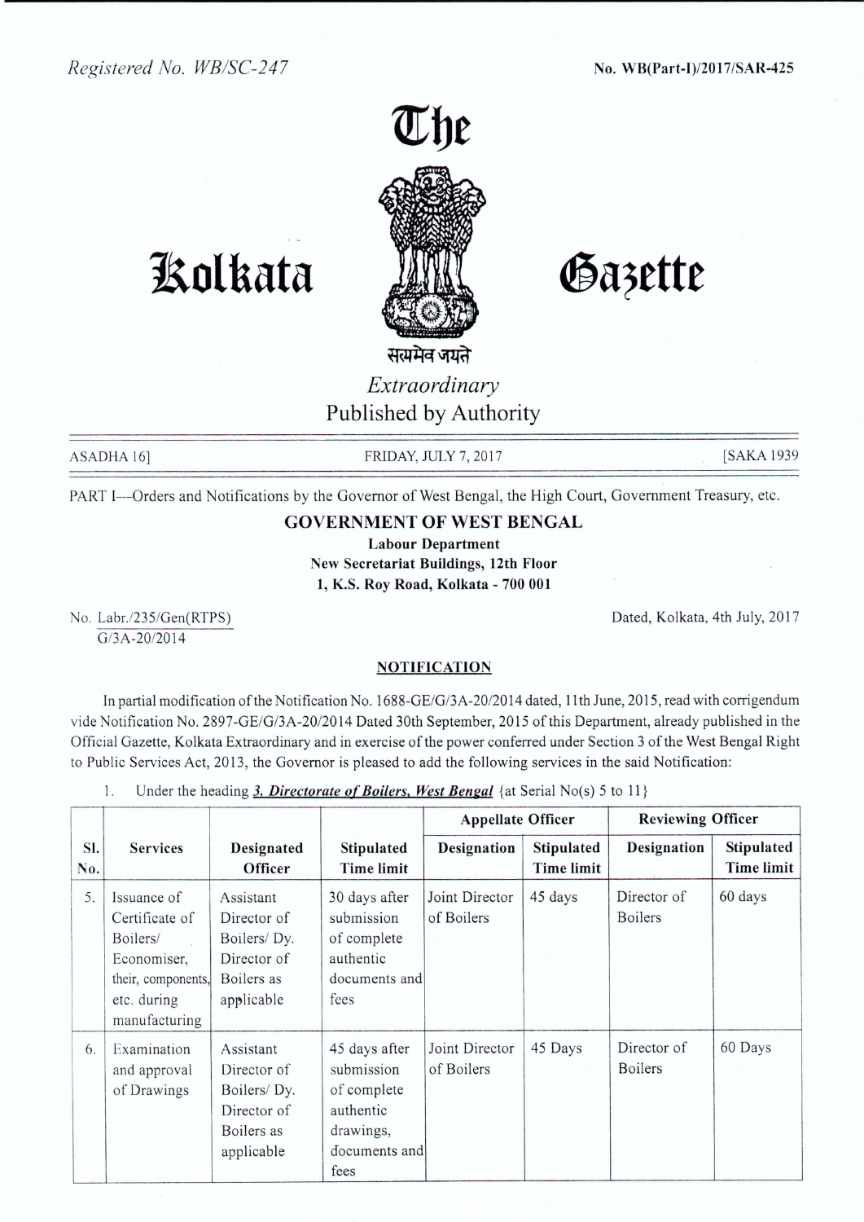Registered No. WB/SC-247

**No. WB(Part-I)/2017/SAR-425**

# The Kolkata Gazette

सत्यमेव जयते

*Extraordinary*

Published by Authority

ASADHA 16] FRIDAY, JULY 7, 2017 [SAKA 1939

PART I—Orders and Notifications by the Governor of West Bengal, the High Court, Government Treasury, etc.

## GOVERNMENT OF WEST BENGAL

**Labour Department**
**New Secretariat Buildings, 12th Floor**
**1, K.S. Roy Road, Kolkata - 700 001**

No. Labr./235/Gen(RTPS)
G/3A-20/2014

Dated, Kolkata, 4th July, 2017

### NOTIFICATION

In partial modification of the Notification No. 1688-GE/G/3A-20/2014 dated, 11th June, 2015, read with corrigendum vide Notification No. 2897-GE/G/3A-20/2014 Dated 30th September, 2015 of this Department, already published in the Official Gazette, Kolkata Extraordinary and in exercise of the power conferred under Section 3 of the West Bengal Right to Public Services Act, 2013, the Governor is pleased to add the following services in the said Notification:

1. Under the heading ***3. Directorate of Boilers, West Bengal*** {at Serial No(s) 5 to 11}

| Sl. No. | Services | Designated Officer | Stipulated Time limit | Appellate Officer | | Reviewing Officer | |
|---|---|---|---|---|---|---|---|
| | | | | Designation | Stipulated Time limit | Designation | Stipulated Time limit |
| 5. | Issuance of Certificate of Boilers/ Economiser, their, components, etc. during manufacturing | Assistant Director of Boilers/ Dy. Director of Boilers as applicable | 30 days after submission of complete authentic documents and fees | Joint Director of Boilers | 45 days | Director of Boilers | 60 days |
| 6. | Examination and approval of Drawings | Assistant Director of Boilers/ Dy. Director of Boilers as applicable | 45 days after submission of complete authentic drawings, documents and fees | Joint Director of Boilers | 45 Days | Director of Boilers | 60 Days |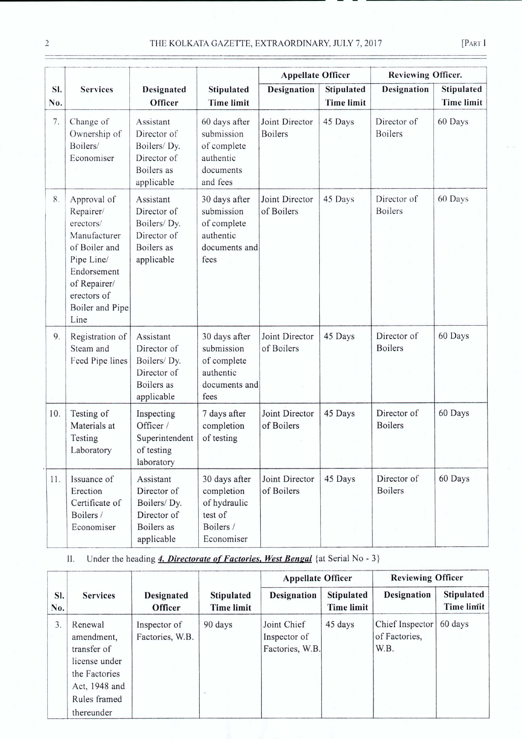| Sl. No. | Services | Designated Officer | Stipulated Time limit | Appellate Officer | | Reviewing Officer. | |
|---|---|---|---|---|---|---|---|
| | | | | Designation | Stipulated Time limit | Designation | Stipulated Time limit |
| 7. | Change of Ownership of Boilers/ Economiser | Assistant Director of Boilers/ Dy. Director of Boilers as applicable | 60 days after submission of complete authentic documents and fees | Joint Director Boilers | 45 Days | Director of Boilers | 60 Days |
| 8. | Approval of Repairer/ erectors/ Manufacturer of Boiler and Pipe Line/ Endorsement of Repairer/ erectors of Boiler and Pipe Line | Assistant Director of Boilers/ Dy. Director of Boilers as applicable | 30 days after submission of complete authentic documents and fees | Joint Director of Boilers | 45 Days | Director of Boilers | 60 Days |
| 9. | Registration of Steam and Feed Pipe lines | Assistant Director of Boilers/ Dy. Director of Boilers as applicable | 30 days after submission of complete authentic documents and fees | Joint Director of Boilers | 45 Days | Director of Boilers | 60 Days |
| 10. | Testing of Materials at Testing Laboratory | Inspecting Officer / Superintendent of testing laboratory | 7 days after completion of testing | Joint Director of Boilers | 45 Days | Director of Boilers | 60 Days |
| 11. | Issuance of Erection Certificate of Boilers / Economiser | Assistant Director of Boilers/ Dy. Director of Boilers as applicable | 30 days after completion of hydraulic test of Boilers / Economiser | Joint Director of Boilers | 45 Days | Director of Boilers | 60 Days |

II. Under the heading ***4. Directorate of Factories, West Bengal*** {at Serial No - 3}

| Sl. No. | Services | Designated Officer | Stipulated Time limit | Appellate Officer | | Reviewing Officer | |
|---|---|---|---|---|---|---|---|
| | | | | Designation | Stipulated Time limit | Designation | Stipulated Time limit |
| 3. | Renewal amendment, transfer of license under the Factories Act, 1948 and Rules framed thereunder | Inspector of Factories, W.B. | 90 days | Joint Chief Inspector of Factories, W.B. | 45 days | Chief Inspector of Factories, W.B. | 60 days |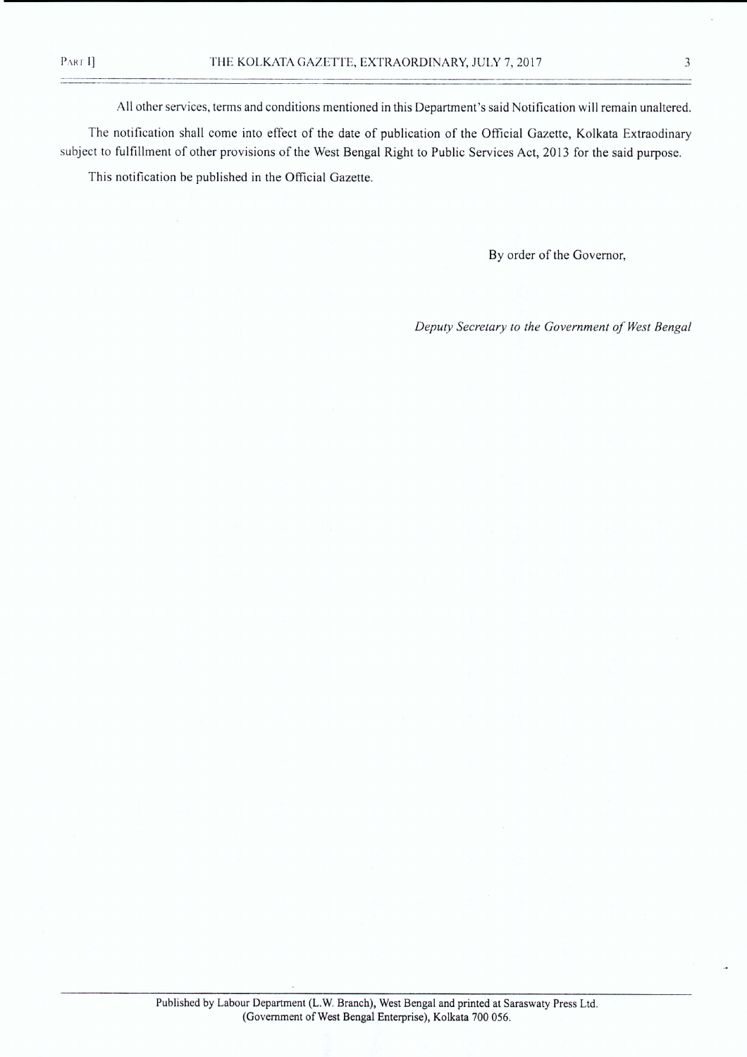All other services, terms and conditions mentioned in this Department's said Notification will remain unaltered.

The notification shall come into effect of the date of publication of the Official Gazette, Kolkata Extraordinary subject to fulfillment of other provisions of the West Bengal Right to Public Services Act, 2013 for the said purpose.

This notification be published in the Official Gazette.

By order of the Governor,

*Deputy Secretary to the Government of West Bengal*

Published by Labour Department (L.W. Branch), West Bengal and printed at Saraswaty Press Ltd. (Government of West Bengal Enterprise), Kolkata 700 056.